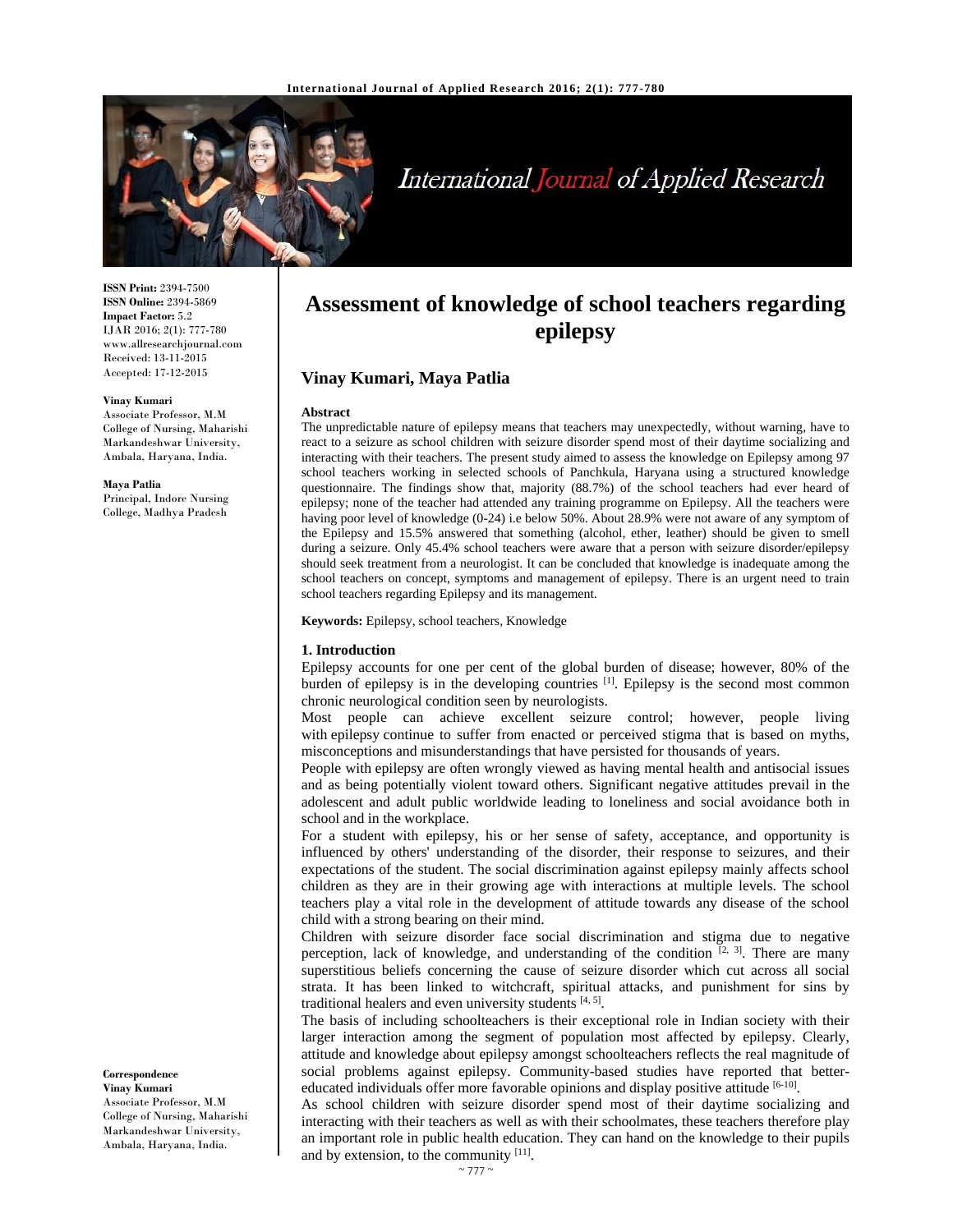# Assessment of knowledge of school teachers regarding epilepsy

**Vinay Kumari, Maya Patlia**

ISSN Print: 2394-7500
ISSN Online: 2394-5869
Impact Factor: 5.2
IJAR 2016; 2(1): 777-780
www.allresearchjournal.com
Received: 13-11-2015
Accepted: 17-12-2015

**Vinay Kumari**
Associate Professor, M.M College of Nursing, Maharishi Markandeshwar University, Ambala, Haryana, India.

**Maya Patlia**
Principal, Indore Nursing College, Madhya Pradesh

**Correspondence**
**Vinay Kumari**
Associate Professor, M.M College of Nursing, Maharishi Markandeshwar University, Ambala, Haryana, India.

### Abstract

The unpredictable nature of epilepsy means that teachers may unexpectedly, without warning, have to react to a seizure as school children with seizure disorder spend most of their daytime socializing and interacting with their teachers. The present study aimed to assess the knowledge on Epilepsy among 97 school teachers working in selected schools of Panchkula, Haryana using a structured knowledge questionnaire. The findings show that, majority (88.7%) of the school teachers had ever heard of epilepsy; none of the teacher had attended any training programme on Epilepsy. All the teachers were having poor level of knowledge (0-24) i.e below 50%. About 28.9% were not aware of any symptom of the Epilepsy and 15.5% answered that something (alcohol, ether, leather) should be given to smell during a seizure. Only 45.4% school teachers were aware that a person with seizure disorder/epilepsy should seek treatment from a neurologist. It can be concluded that knowledge is inadequate among the school teachers on concept, symptoms and management of epilepsy. There is an urgent need to train school teachers regarding Epilepsy and its management.

**Keywords:** Epilepsy, school teachers, Knowledge

## 1. Introduction

Epilepsy accounts for one per cent of the global burden of disease; however, 80% of the burden of epilepsy is in the developing countries [1]. Epilepsy is the second most common chronic neurological condition seen by neurologists.

Most people can achieve excellent seizure control; however, people living with epilepsy continue to suffer from enacted or perceived stigma that is based on myths, misconceptions and misunderstandings that have persisted for thousands of years.

People with epilepsy are often wrongly viewed as having mental health and antisocial issues and as being potentially violent toward others. Significant negative attitudes prevail in the adolescent and adult public worldwide leading to loneliness and social avoidance both in school and in the workplace.

For a student with epilepsy, his or her sense of safety, acceptance, and opportunity is influenced by others' understanding of the disorder, their response to seizures, and their expectations of the student. The social discrimination against epilepsy mainly affects school children as they are in their growing age with interactions at multiple levels. The school teachers play a vital role in the development of attitude towards any disease of the school child with a strong bearing on their mind.

Children with seizure disorder face social discrimination and stigma due to negative perception, lack of knowledge, and understanding of the condition [2, 3]. There are many superstitious beliefs concerning the cause of seizure disorder which cut across all social strata. It has been linked to witchcraft, spiritual attacks, and punishment for sins by traditional healers and even university students [4, 5].

The basis of including schoolteachers is their exceptional role in Indian society with their larger interaction among the segment of population most affected by epilepsy. Clearly, attitude and knowledge about epilepsy amongst schoolteachers reflects the real magnitude of social problems against epilepsy. Community-based studies have reported that better-educated individuals offer more favorable opinions and display positive attitude [6-10].

As school children with seizure disorder spend most of their daytime socializing and interacting with their teachers as well as with their schoolmates, these teachers therefore play an important role in public health education. They can hand on the knowledge to their pupils and by extension, to the community [11].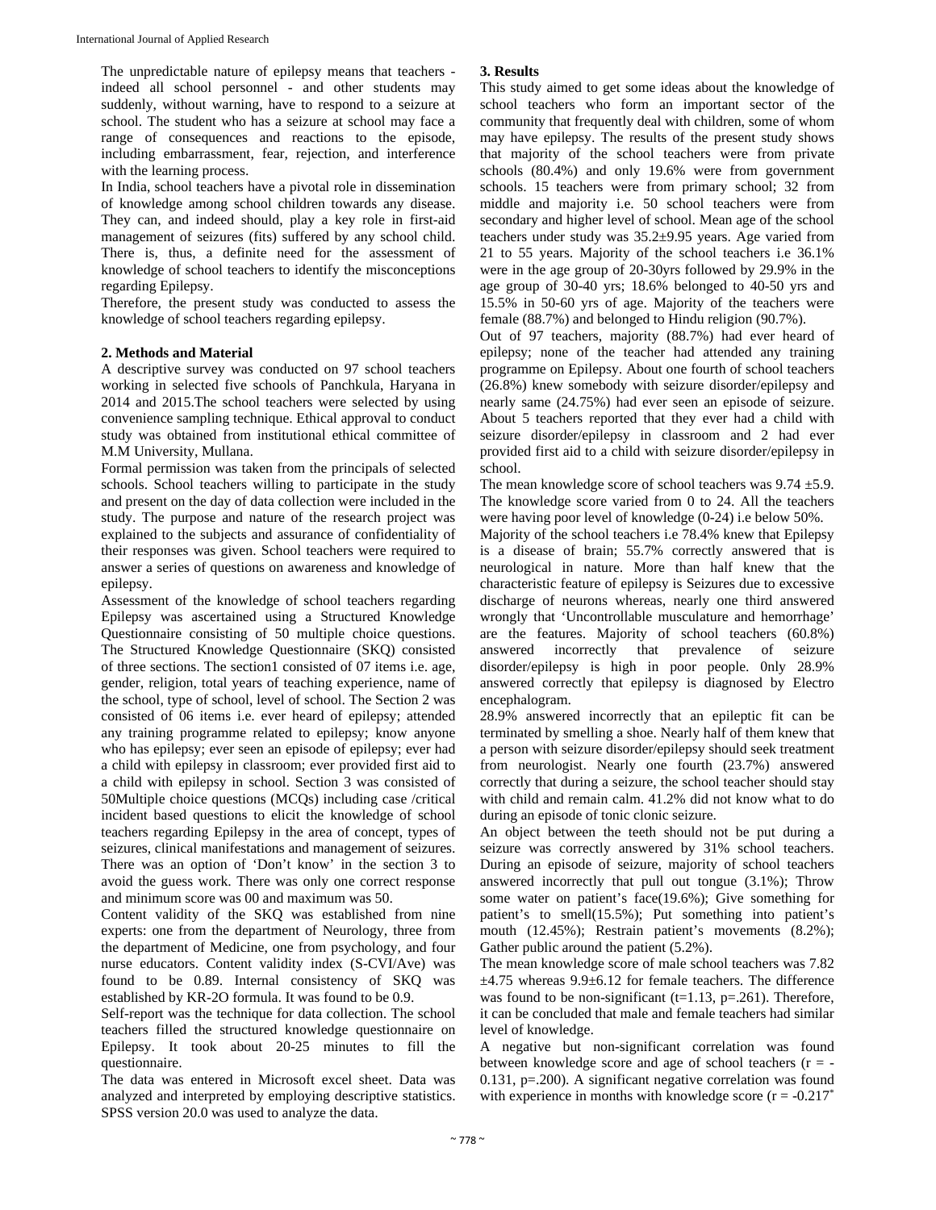The unpredictable nature of epilepsy means that teachers - indeed all school personnel - and other students may suddenly, without warning, have to respond to a seizure at school. The student who has a seizure at school may face a range of consequences and reactions to the episode, including embarrassment, fear, rejection, and interference with the learning process.

In India, school teachers have a pivotal role in dissemination of knowledge among school children towards any disease. They can, and indeed should, play a key role in first-aid management of seizures (fits) suffered by any school child. There is, thus, a definite need for the assessment of knowledge of school teachers to identify the misconceptions regarding Epilepsy.

Therefore, the present study was conducted to assess the knowledge of school teachers regarding epilepsy.

## 2. Methods and Material

A descriptive survey was conducted on 97 school teachers working in selected five schools of Panchkula, Haryana in 2014 and 2015.The school teachers were selected by using convenience sampling technique. Ethical approval to conduct study was obtained from institutional ethical committee of M.M University, Mullana.

Formal permission was taken from the principals of selected schools. School teachers willing to participate in the study and present on the day of data collection were included in the study. The purpose and nature of the research project was explained to the subjects and assurance of confidentiality of their responses was given. School teachers were required to answer a series of questions on awareness and knowledge of epilepsy.

Assessment of the knowledge of school teachers regarding Epilepsy was ascertained using a Structured Knowledge Questionnaire consisting of 50 multiple choice questions. The Structured Knowledge Questionnaire (SKQ) consisted of three sections. The section1 consisted of 07 items i.e. age, gender, religion, total years of teaching experience, name of the school, type of school, level of school. The Section 2 was consisted of 06 items i.e. ever heard of epilepsy; attended any training programme related to epilepsy; know anyone who has epilepsy; ever seen an episode of epilepsy; ever had a child with epilepsy in classroom; ever provided first aid to a child with epilepsy in school. Section 3 was consisted of 50Multiple choice questions (MCQs) including case /critical incident based questions to elicit the knowledge of school teachers regarding Epilepsy in the area of concept, types of seizures, clinical manifestations and management of seizures. There was an option of 'Don't know' in the section 3 to avoid the guess work. There was only one correct response and minimum score was 00 and maximum was 50.

Content validity of the SKQ was established from nine experts: one from the department of Neurology, three from the department of Medicine, one from psychology, and four nurse educators. Content validity index (S-CVI/Ave) was found to be 0.89. Internal consistency of SKQ was established by KR-2O formula. It was found to be 0.9.

Self-report was the technique for data collection. The school teachers filled the structured knowledge questionnaire on Epilepsy. It took about 20-25 minutes to fill the questionnaire.

The data was entered in Microsoft excel sheet. Data was analyzed and interpreted by employing descriptive statistics. SPSS version 20.0 was used to analyze the data.

## 3. Results

This study aimed to get some ideas about the knowledge of school teachers who form an important sector of the community that frequently deal with children, some of whom may have epilepsy. The results of the present study shows that majority of the school teachers were from private schools (80.4%) and only 19.6% were from government schools. 15 teachers were from primary school; 32 from middle and majority i.e. 50 school teachers were from secondary and higher level of school. Mean age of the school teachers under study was 35.2±9.95 years. Age varied from 21 to 55 years. Majority of the school teachers i.e 36.1% were in the age group of 20-30yrs followed by 29.9% in the age group of 30-40 yrs; 18.6% belonged to 40-50 yrs and 15.5% in 50-60 yrs of age. Majority of the teachers were female (88.7%) and belonged to Hindu religion (90.7%).

Out of 97 teachers, majority (88.7%) had ever heard of epilepsy; none of the teacher had attended any training programme on Epilepsy. About one fourth of school teachers (26.8%) knew somebody with seizure disorder/epilepsy and nearly same (24.75%) had ever seen an episode of seizure. About 5 teachers reported that they ever had a child with seizure disorder/epilepsy in classroom and 2 had ever provided first aid to a child with seizure disorder/epilepsy in school.

The mean knowledge score of school teachers was 9.74 ±5.9. The knowledge score varied from 0 to 24. All the teachers were having poor level of knowledge (0-24) i.e below 50%.

Majority of the school teachers i.e 78.4% knew that Epilepsy is a disease of brain; 55.7% correctly answered that is neurological in nature. More than half knew that the characteristic feature of epilepsy is Seizures due to excessive discharge of neurons whereas, nearly one third answered wrongly that 'Uncontrollable musculature and hemorrhage' are the features. Majority of school teachers (60.8%) answered incorrectly that prevalence of seizure disorder/epilepsy is high in poor people. 0nly 28.9% answered correctly that epilepsy is diagnosed by Electro encephalogram.

28.9% answered incorrectly that an epileptic fit can be terminated by smelling a shoe. Nearly half of them knew that a person with seizure disorder/epilepsy should seek treatment from neurologist. Nearly one fourth (23.7%) answered correctly that during a seizure, the school teacher should stay with child and remain calm. 41.2% did not know what to do during an episode of tonic clonic seizure.

An object between the teeth should not be put during a seizure was correctly answered by 31% school teachers. During an episode of seizure, majority of school teachers answered incorrectly that pull out tongue (3.1%); Throw some water on patient's face(19.6%); Give something for patient's to smell(15.5%); Put something into patient's mouth (12.45%); Restrain patient's movements (8.2%); Gather public around the patient (5.2%).

The mean knowledge score of male school teachers was 7.82 ±4.75 whereas 9.9±6.12 for female teachers. The difference was found to be non-significant ($t=1.13$, $p=.261$). Therefore, it can be concluded that male and female teachers had similar level of knowledge.

A negative but non-significant correlation was found between knowledge score and age of school teachers ($r = -0.131$, $p=.200$). A significant negative correlation was found with experience in months with knowledge score ($r = -0.217^{*}$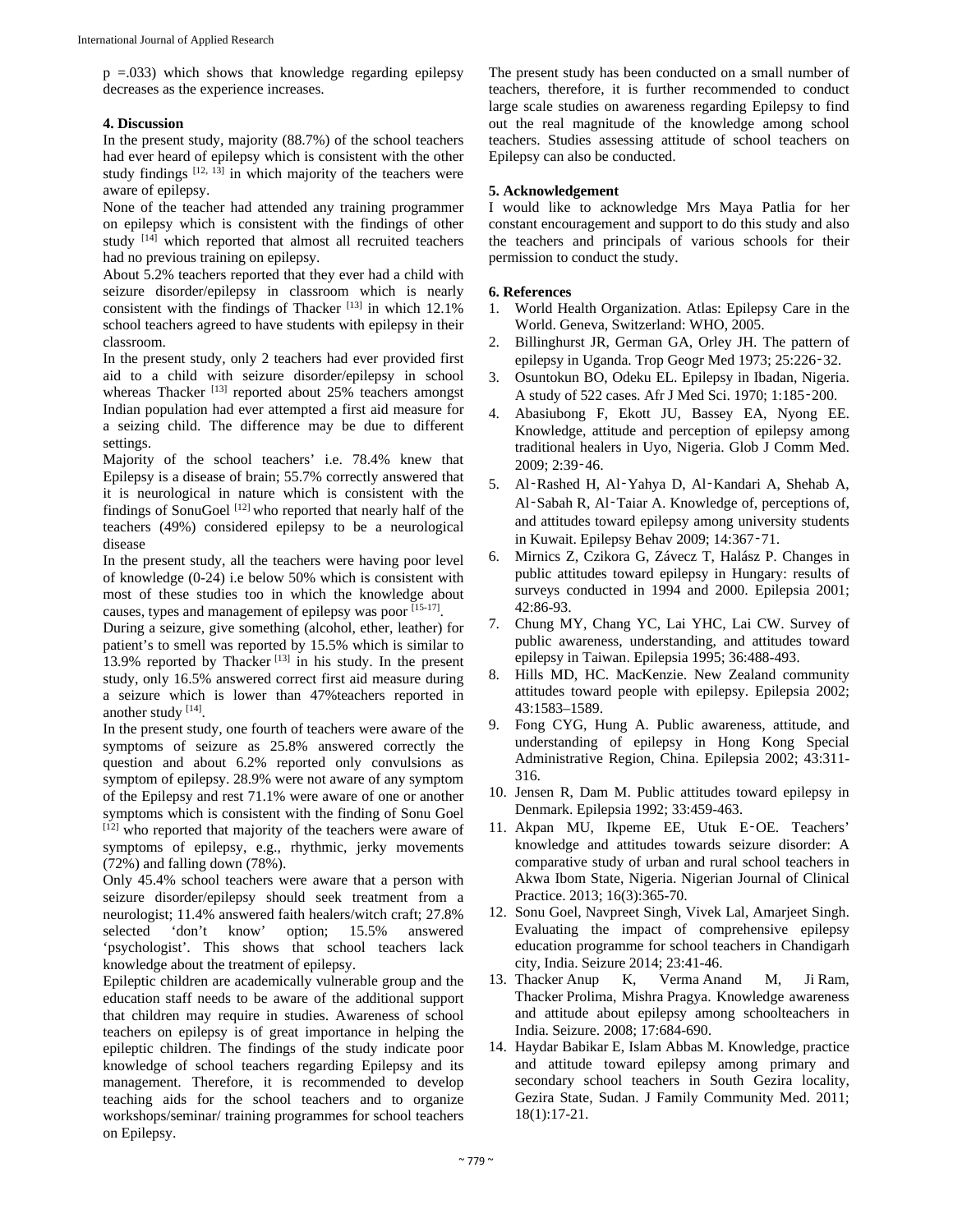p =.033) which shows that knowledge regarding epilepsy decreases as the experience increases.

## 4. Discussion

In the present study, majority (88.7%) of the school teachers had ever heard of epilepsy which is consistent with the other study findings [12, 13] in which majority of the teachers were aware of epilepsy.

None of the teacher had attended any training programmer on epilepsy which is consistent with the findings of other study [14] which reported that almost all recruited teachers had no previous training on epilepsy.

About 5.2% teachers reported that they ever had a child with seizure disorder/epilepsy in classroom which is nearly consistent with the findings of Thacker [13] in which 12.1% school teachers agreed to have students with epilepsy in their classroom.

In the present study, only 2 teachers had ever provided first aid to a child with seizure disorder/epilepsy in school whereas Thacker [13] reported about 25% teachers amongst Indian population had ever attempted a first aid measure for a seizing child. The difference may be due to different settings.

Majority of the school teachers' i.e. 78.4% knew that Epilepsy is a disease of brain; 55.7% correctly answered that it is neurological in nature which is consistent with the findings of SonuGoel [12] who reported that nearly half of the teachers (49%) considered epilepsy to be a neurological disease

In the present study, all the teachers were having poor level of knowledge (0-24) i.e below 50% which is consistent with most of these studies too in which the knowledge about causes, types and management of epilepsy was poor [15-17].

During a seizure, give something (alcohol, ether, leather) for patient's to smell was reported by 15.5% which is similar to 13.9% reported by Thacker [13] in his study. In the present study, only 16.5% answered correct first aid measure during a seizure which is lower than 47%teachers reported in another study [14].

In the present study, one fourth of teachers were aware of the symptoms of seizure as 25.8% answered correctly the question and about 6.2% reported only convulsions as symptom of epilepsy. 28.9% were not aware of any symptom of the Epilepsy and rest 71.1% were aware of one or another symptoms which is consistent with the finding of Sonu Goel [12] who reported that majority of the teachers were aware of symptoms of epilepsy, e.g., rhythmic, jerky movements (72%) and falling down (78%).

Only 45.4% school teachers were aware that a person with seizure disorder/epilepsy should seek treatment from a neurologist; 11.4% answered faith healers/witch craft; 27.8% selected 'don't know' option; 15.5% answered 'psychologist'. This shows that school teachers lack knowledge about the treatment of epilepsy.

Epileptic children are academically vulnerable group and the education staff needs to be aware of the additional support that children may require in studies. Awareness of school teachers on epilepsy is of great importance in helping the epileptic children. The findings of the study indicate poor knowledge of school teachers regarding Epilepsy and its management. Therefore, it is recommended to develop teaching aids for the school teachers and to organize workshops/seminar/ training programmes for school teachers on Epilepsy.

The present study has been conducted on a small number of teachers, therefore, it is further recommended to conduct large scale studies on awareness regarding Epilepsy to find out the real magnitude of the knowledge among school teachers. Studies assessing attitude of school teachers on Epilepsy can also be conducted.

## 5. Acknowledgement

I would like to acknowledge Mrs Maya Patlia for her constant encouragement and support to do this study and also the teachers and principals of various schools for their permission to conduct the study.

## 6. References

1. World Health Organization. Atlas: Epilepsy Care in the World. Geneva, Switzerland: WHO, 2005.
2. Billinghurst JR, German GA, Orley JH. The pattern of epilepsy in Uganda. Trop Geogr Med 1973; 25:226‑32.
3. Osuntokun BO, Odeku EL. Epilepsy in Ibadan, Nigeria. A study of 522 cases. Afr J Med Sci. 1970; 1:185‑200.
4. Abasiubong F, Ekott JU, Bassey EA, Nyong EE. Knowledge, attitude and perception of epilepsy among traditional healers in Uyo, Nigeria. Glob J Comm Med. 2009; 2:39‑46.
5. Al‑Rashed H, Al‑Yahya D, Al‑Kandari A, Shehab A, Al‑Sabah R, Al‑Taiar A. Knowledge of, perceptions of, and attitudes toward epilepsy among university students in Kuwait. Epilepsy Behav 2009; 14:367‑71.
6. Mirnics Z, Czikora G, Závecz T, Halász P. Changes in public attitudes toward epilepsy in Hungary: results of surveys conducted in 1994 and 2000. Epilepsia 2001; 42:86-93.
7. Chung MY, Chang YC, Lai YHC, Lai CW. Survey of public awareness, understanding, and attitudes toward epilepsy in Taiwan. Epilepsia 1995; 36:488-493.
8. Hills MD, HC. MacKenzie. New Zealand community attitudes toward people with epilepsy. Epilepsia 2002; 43:1583–1589.
9. Fong CYG, Hung A. Public awareness, attitude, and understanding of epilepsy in Hong Kong Special Administrative Region, China. Epilepsia 2002; 43:311-316.
10. Jensen R, Dam M. Public attitudes toward epilepsy in Denmark. Epilepsia 1992; 33:459-463.
11. Akpan MU, Ikpeme EE, Utuk E‑OE. Teachers' knowledge and attitudes towards seizure disorder: A comparative study of urban and rural school teachers in Akwa Ibom State, Nigeria. Nigerian Journal of Clinical Practice. 2013; 16(3):365-70.
12. Sonu Goel, Navpreet Singh, Vivek Lal, Amarjeet Singh. Evaluating the impact of comprehensive epilepsy education programme for school teachers in Chandigarh city, India. Seizure 2014; 23:41-46.
13. Thacker Anup K, Verma Anand M, Ji Ram, Thacker Prolima, Mishra Pragya. Knowledge awareness and attitude about epilepsy among schoolteachers in India. Seizure. 2008; 17:684-690.
14. Haydar Babikar E, Islam Abbas M. Knowledge, practice and attitude toward epilepsy among primary and secondary school teachers in South Gezira locality, Gezira State, Sudan. J Family Community Med. 2011; 18(1):17-21.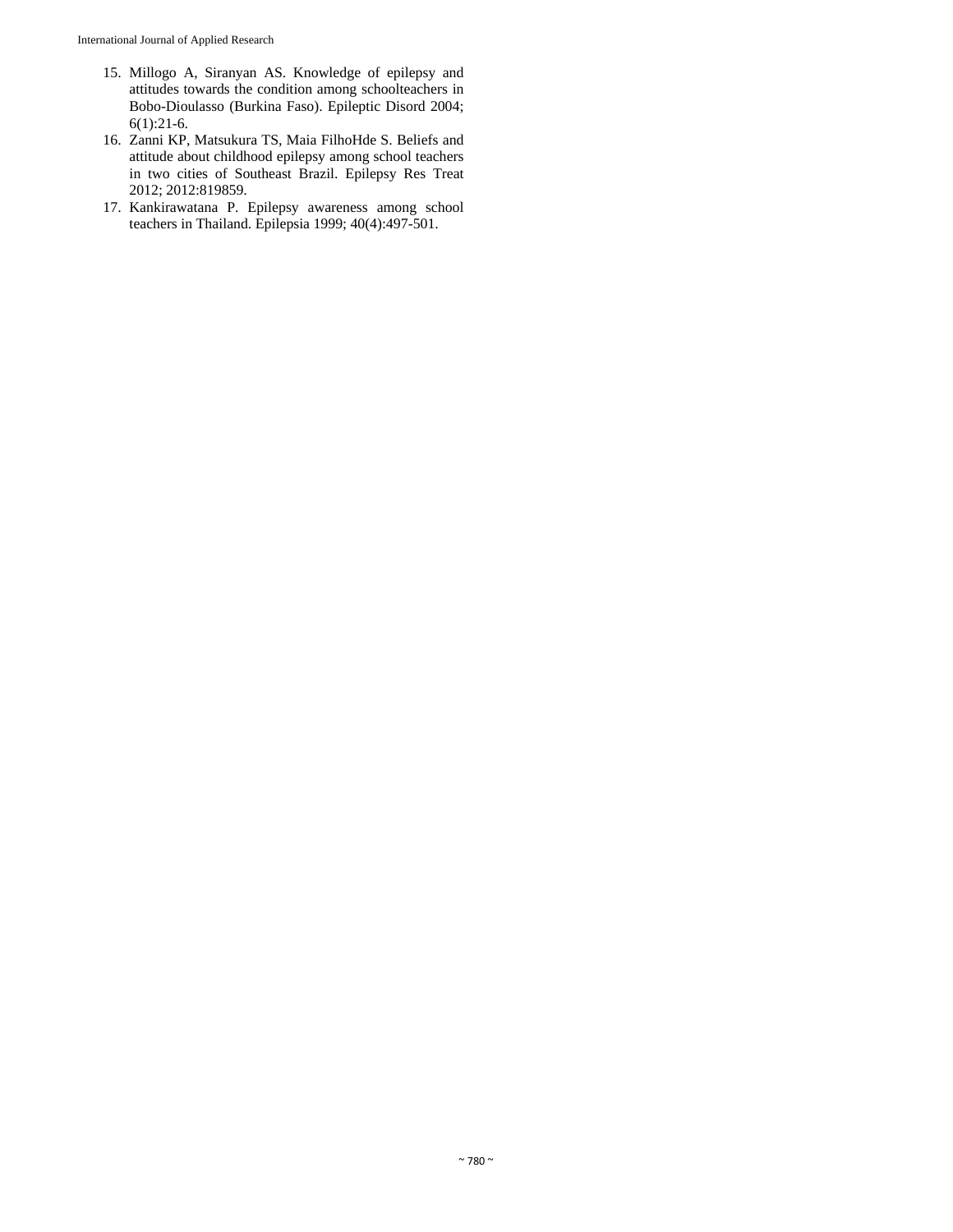15. Millogo A, Siranyan AS. Knowledge of epilepsy and attitudes towards the condition among schoolteachers in Bobo-Dioulasso (Burkina Faso). Epileptic Disord 2004; 6(1):21-6.
16. Zanni KP, Matsukura TS, Maia FilhoHde S. Beliefs and attitude about childhood epilepsy among school teachers in two cities of Southeast Brazil. Epilepsy Res Treat 2012; 2012:819859.
17. Kankirawatana P. Epilepsy awareness among school teachers in Thailand. Epilepsia 1999; 40(4):497-501.